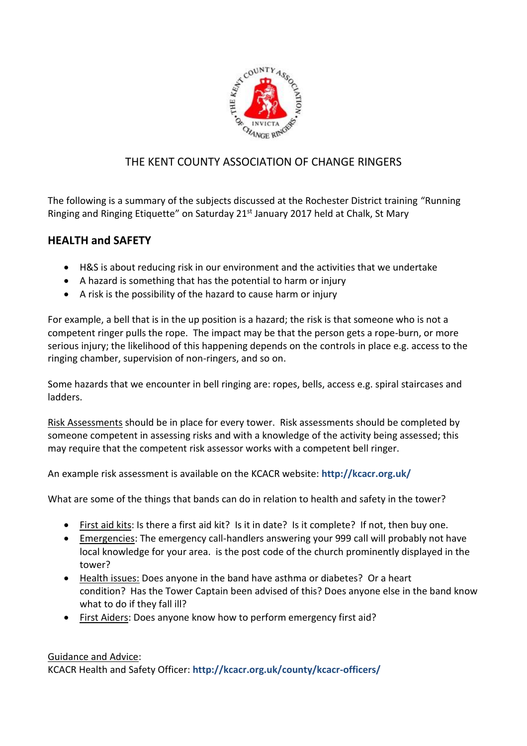# THE KENT COUNTY ASSOCIATION OF CHANGE RINGERS

The following is a summary of the subjects discussed at the Rochester District training "Running Ringing and Ringing Etiquette" on Saturday 21st January 2017 held at Chalk, St Mary

## HEALTH and SAFETY

- H&S is about reducing risk in our environment and the activities that we undertake
- A hazard is something that has the potential to harm or injury
- A risk is the possibility of the hazard to cause harm or injury

For example, a bell that is in the up position is a hazard; the risk is that someone who is not a competent ringer pulls the rope. The impact may be that the person gets a rope-burn, or more serious injury; the likelihood of this happening depends on the controls in place e.g. access to the ringing chamber, supervision of non-ringers, and so on.

Some hazards that we encounter in bell ringing are: ropes, bells, access e.g. spiral staircases and ladders.

Risk Assessments should be in place for every tower. Risk assessments should be completed by someone competent in assessing risks and with a knowledge of the activity being assessed; this may require that the competent risk assessor works with a competent bell ringer.

An example risk assessment is available on the KCACR website: **http://kcacr.org.uk/**

What are some of the things that bands can do in relation to health and safety in the tower?

- First aid kits: Is there a first aid kit? Is it in date? Is it complete? If not, then buy one.
- Emergencies: The emergency call-handlers answering your 999 call will probably not have local knowledge for your area. is the post code of the church prominently displayed in the tower?
- Health issues: Does anyone in the band have asthma or diabetes? Or a heart condition? Has the Tower Captain been advised of this? Does anyone else in the band know what to do if they fall ill?
- First Aiders: Does anyone know how to perform emergency first aid?

Guidance and Advice:
KCACR Health and Safety Officer: **http://kcacr.org.uk/county/kcacr-officers/**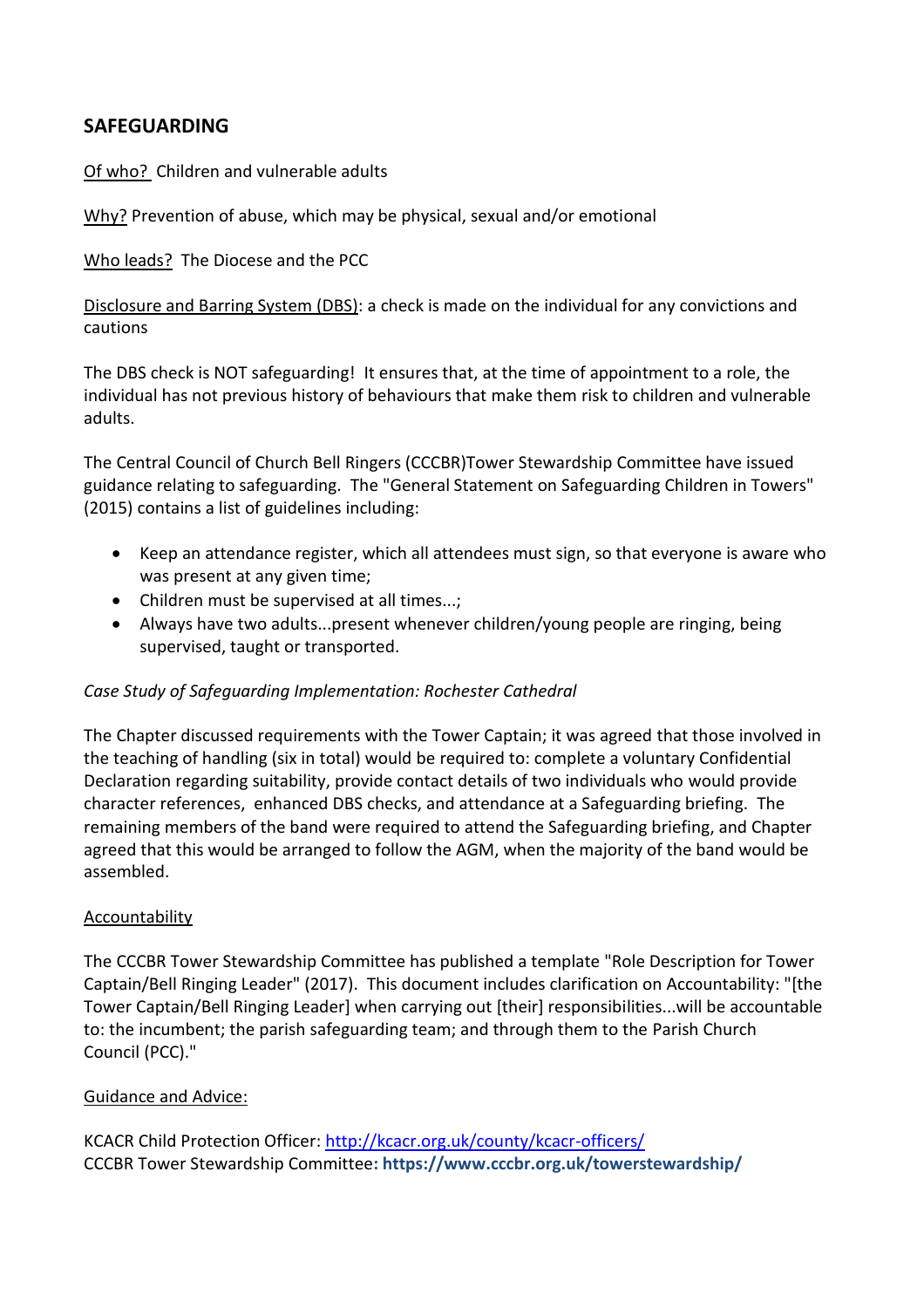## SAFEGUARDING

Of who? Children and vulnerable adults

Why? Prevention of abuse, which may be physical, sexual and/or emotional

Who leads? The Diocese and the PCC

Disclosure and Barring System (DBS): a check is made on the individual for any convictions and cautions

The DBS check is NOT safeguarding! It ensures that, at the time of appointment to a role, the individual has not previous history of behaviours that make them risk to children and vulnerable adults.

The Central Council of Church Bell Ringers (CCCBR)Tower Stewardship Committee have issued guidance relating to safeguarding. The "General Statement on Safeguarding Children in Towers" (2015) contains a list of guidelines including:

- Keep an attendance register, which all attendees must sign, so that everyone is aware who was present at any given time;
- Children must be supervised at all times...;
- Always have two adults...present whenever children/young people are ringing, being supervised, taught or transported.

*Case Study of Safeguarding Implementation: Rochester Cathedral*

The Chapter discussed requirements with the Tower Captain; it was agreed that those involved in the teaching of handling (six in total) would be required to: complete a voluntary Confidential Declaration regarding suitability, provide contact details of two individuals who would provide character references, enhanced DBS checks, and attendance at a Safeguarding briefing. The remaining members of the band were required to attend the Safeguarding briefing, and Chapter agreed that this would be arranged to follow the AGM, when the majority of the band would be assembled.

Accountability

The CCCBR Tower Stewardship Committee has published a template "Role Description for Tower Captain/Bell Ringing Leader" (2017). This document includes clarification on Accountability: "[the Tower Captain/Bell Ringing Leader] when carrying out [their] responsibilities...will be accountable to: the incumbent; the parish safeguarding team; and through them to the Parish Church Council (PCC)."

Guidance and Advice:

KCACR Child Protection Officer: http://kcacr.org.uk/county/kcacr-officers/
CCCBR Tower Stewardship Committee: **https://www.cccbr.org.uk/towerstewardship/**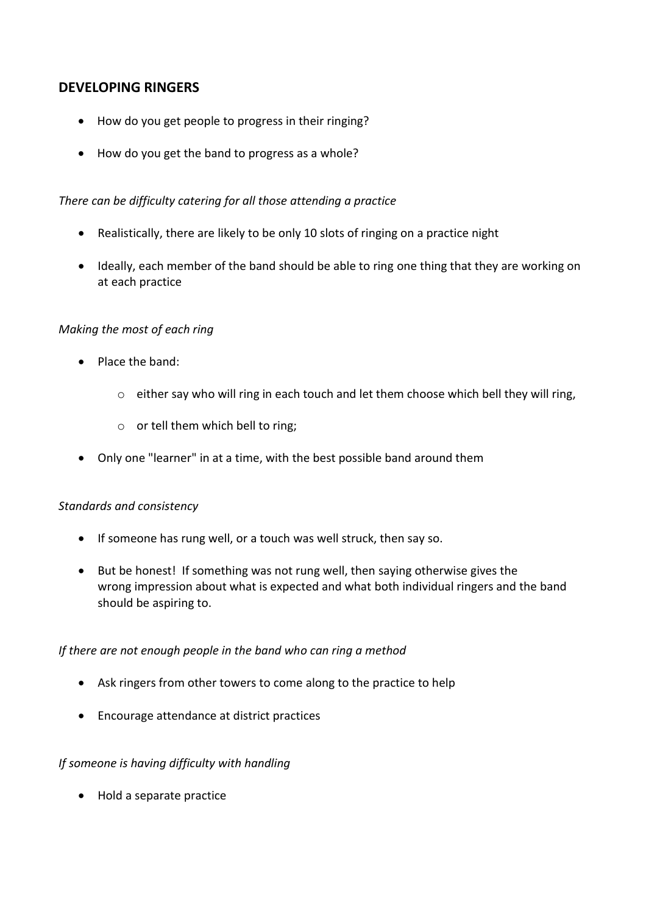## DEVELOPING RINGERS

- How do you get people to progress in their ringing?
- How do you get the band to progress as a whole?

*There can be difficulty catering for all those attending a practice*

- Realistically, there are likely to be only 10 slots of ringing on a practice night
- Ideally, each member of the band should be able to ring one thing that they are working on at each practice

*Making the most of each ring*

- Place the band:
    - either say who will ring in each touch and let them choose which bell they will ring,
    - or tell them which bell to ring;
- Only one "learner" in at a time, with the best possible band around them

*Standards and consistency*

- If someone has rung well, or a touch was well struck, then say so.
- But be honest! If something was not rung well, then saying otherwise gives the wrong impression about what is expected and what both individual ringers and the band should be aspiring to.

*If there are not enough people in the band who can ring a method*

- Ask ringers from other towers to come along to the practice to help
- Encourage attendance at district practices

*If someone is having difficulty with handling*

- Hold a separate practice